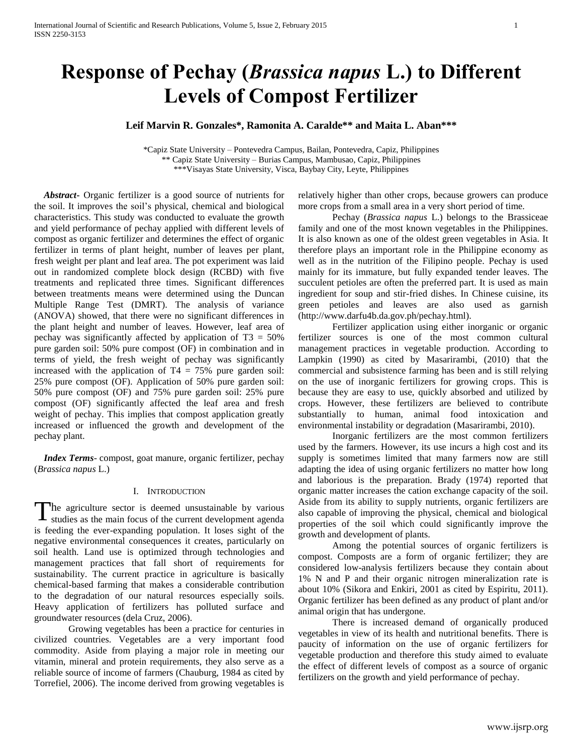# Response of Pechay (*Brassica napus* L.) to Different Levels of Compost Fertilizer

**Leif Marvin R. Gonzales\*, Ramonita A. Caralde\*\* and Maita L. Aban\*\*\***

\*Capiz State University – Pontevedra Campus, Bailan, Pontevedra, Capiz, Philippines
\*\* Capiz State University – Burias Campus, Mambusao, Capiz, Philippines
\*\*\*Visayas State University, Visca, Baybay City, Leyte, Philippines

***Abstract-*** Organic fertilizer is a good source of nutrients for the soil. It improves the soil's physical, chemical and biological characteristics. This study was conducted to evaluate the growth and yield performance of pechay applied with different levels of compost as organic fertilizer and determines the effect of organic fertilizer in terms of plant height, number of leaves per plant, fresh weight per plant and leaf area. The pot experiment was laid out in randomized complete block design (RCBD) with five treatments and replicated three times. Significant differences between treatments means were determined using the Duncan Multiple Range Test (DMRT). The analysis of variance (ANOVA) showed, that there were no significant differences in the plant height and number of leaves. However, leaf area of pechay was significantly affected by application of T3 = 50% pure garden soil: 50% pure compost (OF) in combination and in terms of yield, the fresh weight of pechay was significantly increased with the application of T4 = 75% pure garden soil: 25% pure compost (OF). Application of 50% pure garden soil: 50% pure compost (OF) and 75% pure garden soil: 25% pure compost (OF) significantly affected the leaf area and fresh weight of pechay. This implies that compost application greatly increased or influenced the growth and development of the pechay plant.

***Index Terms-*** compost, goat manure, organic fertilizer, pechay (*Brassica napus* L.)

## I. Introduction

The agriculture sector is deemed unsustainable by various studies as the main focus of the current development agenda is feeding the ever-expanding population. It loses sight of the negative environmental consequences it creates, particularly on soil health. Land use is optimized through technologies and management practices that fall short of requirements for sustainability. The current practice in agriculture is basically chemical-based farming that makes a considerable contribution to the degradation of our natural resources especially soils. Heavy application of fertilizers has polluted surface and groundwater resources (dela Cruz, 2006).

Growing vegetables has been a practice for centuries in civilized countries. Vegetables are a very important food commodity. Aside from playing a major role in meeting our vitamin, mineral and protein requirements, they also serve as a reliable source of income of farmers (Chauburg, 1984 as cited by Torrefiel, 2006). The income derived from growing vegetables is relatively higher than other crops, because growers can produce more crops from a small area in a very short period of time.

Pechay (*Brassica napus* L.) belongs to the Brassiceae family and one of the most known vegetables in the Philippines. It is also known as one of the oldest green vegetables in Asia. It therefore plays an important role in the Philippine economy as well as in the nutrition of the Filipino people. Pechay is used mainly for its immature, but fully expanded tender leaves. The succulent petioles are often the preferred part. It is used as main ingredient for soup and stir-fried dishes. In Chinese cuisine, its green petioles and leaves are also used as garnish (http://www.darfu4b.da.gov.ph/pechay.html).

Fertilizer application using either inorganic or organic fertilizer sources is one of the most common cultural management practices in vegetable production. According to Lampkin (1990) as cited by Masarirambi, (2010) that the commercial and subsistence farming has been and is still relying on the use of inorganic fertilizers for growing crops. This is because they are easy to use, quickly absorbed and utilized by crops. However, these fertilizers are believed to contribute substantially to human, animal food intoxication and environmental instability or degradation (Masarirambi, 2010).

Inorganic fertilizers are the most common fertilizers used by the farmers. However, its use incurs a high cost and its supply is sometimes limited that many farmers now are still adapting the idea of using organic fertilizers no matter how long and laborious is the preparation. Brady (1974) reported that organic matter increases the cation exchange capacity of the soil. Aside from its ability to supply nutrients, organic fertilizers are also capable of improving the physical, chemical and biological properties of the soil which could significantly improve the growth and development of plants.

Among the potential sources of organic fertilizers is compost. Composts are a form of organic fertilizer; they are considered low-analysis fertilizers because they contain about 1% N and P and their organic nitrogen mineralization rate is about 10% (Sikora and Enkiri, 2001 as cited by Espiritu, 2011). Organic fertilizer has been defined as any product of plant and/or animal origin that has undergone.

There is increased demand of organically produced vegetables in view of its health and nutritional benefits. There is paucity of information on the use of organic fertilizers for vegetable production and therefore this study aimed to evaluate the effect of different levels of compost as a source of organic fertilizers on the growth and yield performance of pechay.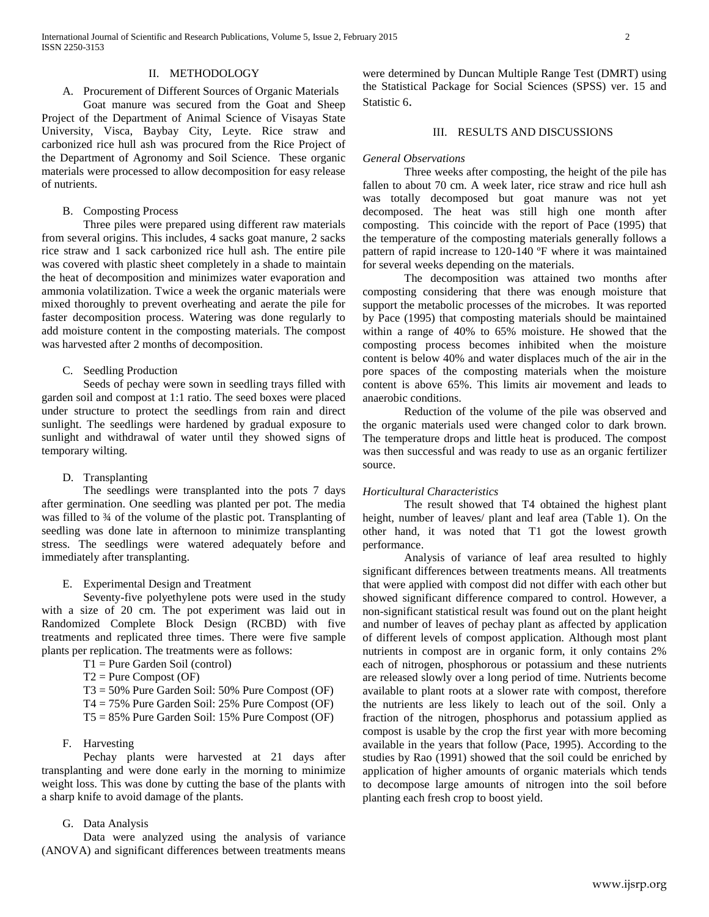## II. METHODOLOGY

### A. Procurement of Different Sources of Organic Materials

Goat manure was secured from the Goat and Sheep Project of the Department of Animal Science of Visayas State University, Visca, Baybay City, Leyte. Rice straw and carbonized rice hull ash was procured from the Rice Project of the Department of Agronomy and Soil Science. These organic materials were processed to allow decomposition for easy release of nutrients.

### B. Composting Process

Three piles were prepared using different raw materials from several origins. This includes, 4 sacks goat manure, 2 sacks rice straw and 1 sack carbonized rice hull ash. The entire pile was covered with plastic sheet completely in a shade to maintain the heat of decomposition and minimizes water evaporation and ammonia volatilization. Twice a week the organic materials were mixed thoroughly to prevent overheating and aerate the pile for faster decomposition process. Watering was done regularly to add moisture content in the composting materials. The compost was harvested after 2 months of decomposition.

### C. Seedling Production

Seeds of pechay were sown in seedling trays filled with garden soil and compost at 1:1 ratio. The seed boxes were placed under structure to protect the seedlings from rain and direct sunlight. The seedlings were hardened by gradual exposure to sunlight and withdrawal of water until they showed signs of temporary wilting.

### D. Transplanting

The seedlings were transplanted into the pots 7 days after germination. One seedling was planted per pot. The media was filled to ¾ of the volume of the plastic pot. Transplanting of seedling was done late in afternoon to minimize transplanting stress. The seedlings were watered adequately before and immediately after transplanting.

### E. Experimental Design and Treatment

Seventy-five polyethylene pots were used in the study with a size of 20 cm. The pot experiment was laid out in Randomized Complete Block Design (RCBD) with five treatments and replicated three times. There were five sample plants per replication. The treatments were as follows:

T1 = Pure Garden Soil (control)
T2 = Pure Compost (OF)
T3 = 50% Pure Garden Soil: 50% Pure Compost (OF)
T4 = 75% Pure Garden Soil: 25% Pure Compost (OF)
T5 = 85% Pure Garden Soil: 15% Pure Compost (OF)

### F. Harvesting

Pechay plants were harvested at 21 days after transplanting and were done early in the morning to minimize weight loss. This was done by cutting the base of the plants with a sharp knife to avoid damage of the plants.

### G. Data Analysis

Data were analyzed using the analysis of variance (ANOVA) and significant differences between treatments means were determined by Duncan Multiple Range Test (DMRT) using the Statistical Package for Social Sciences (SPSS) ver. 15 and Statistic 6.

## III. RESULTS AND DISCUSSIONS

*General Observations*

Three weeks after composting, the height of the pile has fallen to about 70 cm. A week later, rice straw and rice hull ash was totally decomposed but goat manure was not yet decomposed. The heat was still high one month after composting. This coincide with the report of Pace (1995) that the temperature of the composting materials generally follows a pattern of rapid increase to 120-140 ºF where it was maintained for several weeks depending on the materials.

The decomposition was attained two months after composting considering that there was enough moisture that support the metabolic processes of the microbes. It was reported by Pace (1995) that composting materials should be maintained within a range of 40% to 65% moisture. He showed that the composting process becomes inhibited when the moisture content is below 40% and water displaces much of the air in the pore spaces of the composting materials when the moisture content is above 65%. This limits air movement and leads to anaerobic conditions.

Reduction of the volume of the pile was observed and the organic materials used were changed color to dark brown. The temperature drops and little heat is produced. The compost was then successful and was ready to use as an organic fertilizer source.

*Horticultural Characteristics*

The result showed that T4 obtained the highest plant height, number of leaves/ plant and leaf area (Table 1). On the other hand, it was noted that T1 got the lowest growth performance.

Analysis of variance of leaf area resulted to highly significant differences between treatments means. All treatments that were applied with compost did not differ with each other but showed significant difference compared to control. However, a non-significant statistical result was found out on the plant height and number of leaves of pechay plant as affected by application of different levels of compost application. Although most plant nutrients in compost are in organic form, it only contains 2% each of nitrogen, phosphorous or potassium and these nutrients are released slowly over a long period of time. Nutrients become available to plant roots at a slower rate with compost, therefore the nutrients are less likely to leach out of the soil. Only a fraction of the nitrogen, phosphorus and potassium applied as compost is usable by the crop the first year with more becoming available in the years that follow (Pace, 1995). According to the studies by Rao (1991) showed that the soil could be enriched by application of higher amounts of organic materials which tends to decompose large amounts of nitrogen into the soil before planting each fresh crop to boost yield.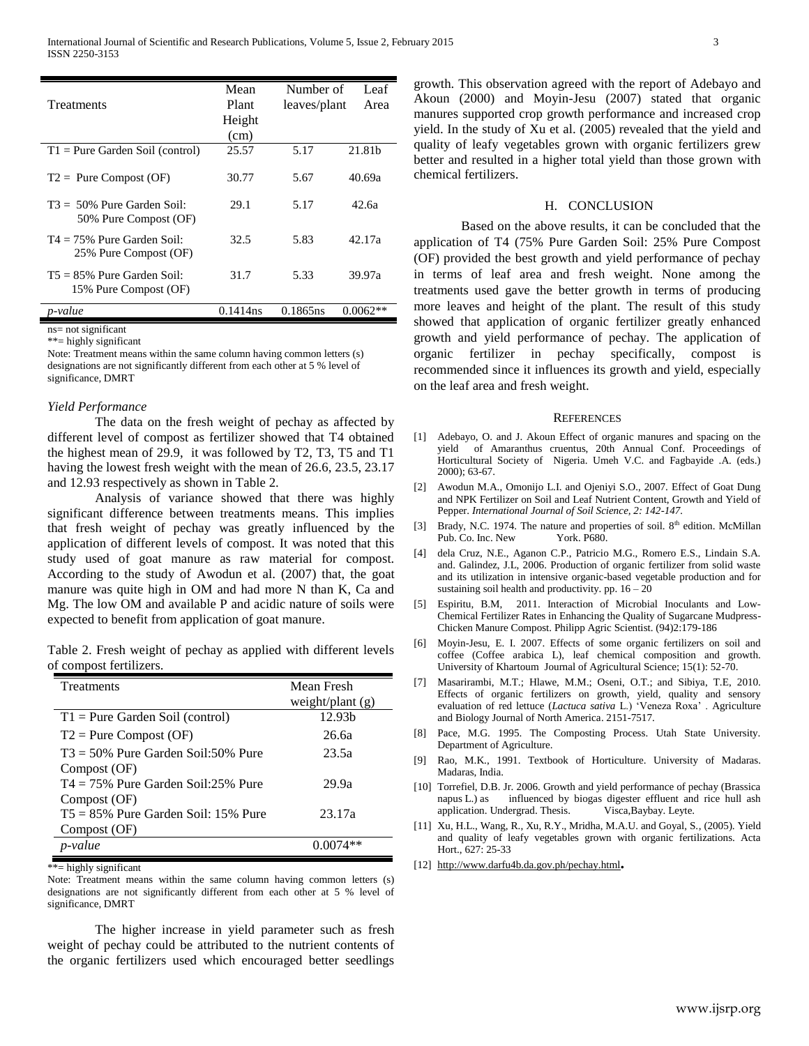| Treatments | Mean Plant Height (cm) | Number of leaves/plant | Leaf Area |
|---|---|---|---|
| T1 = Pure Garden Soil (control) | 25.57 | 5.17 | 21.81b |
| T2 = Pure Compost (OF) | 30.77 | 5.67 | 40.69a |
| T3 = 50% Pure Garden Soil: 50% Pure Compost (OF) | 29.1 | 5.17 | 42.6a |
| T4 = 75% Pure Garden Soil: 25% Pure Compost (OF) | 32.5 | 5.83 | 42.17a |
| T5 = 85% Pure Garden Soil: 15% Pure Compost (OF) | 31.7 | 5.33 | 39.97a |
| *p-value* | 0.1414ns | 0.1865ns | 0.0062** |

ns= not significant

**= highly significant

Note: Treatment means within the same column having common letters (s) designations are not significantly different from each other at 5 % level of significance, DMRT

*Yield Performance*

The data on the fresh weight of pechay as affected by different level of compost as fertilizer showed that T4 obtained the highest mean of 29.9, it was followed by T2, T3, T5 and T1 having the lowest fresh weight with the mean of 26.6, 23.5, 23.17 and 12.93 respectively as shown in Table 2.

Analysis of variance showed that there was highly significant difference between treatments means. This implies that fresh weight of pechay was greatly influenced by the application of different levels of compost. It was noted that this study used of goat manure as raw material for compost. According to the study of Awodun et al. (2007) that, the goat manure was quite high in OM and had more N than K, Ca and Mg. The low OM and available P and acidic nature of soils were expected to benefit from application of goat manure.

Table 2. Fresh weight of pechay as applied with different levels of compost fertilizers.

| Treatments | Mean Fresh weight/plant (g) |
|---|---|
| T1 = Pure Garden Soil (control) | 12.93b |
| T2 = Pure Compost (OF) | 26.6a |
| T3 = 50% Pure Garden Soil:50% Pure Compost (OF) | 23.5a |
| T4 = 75% Pure Garden Soil:25% Pure Compost (OF) | 29.9a |
| T5 = 85% Pure Garden Soil: 15% Pure Compost (OF) | 23.17a |
| *p-value* | 0.0074** |

**= highly significant

Note: Treatment means within the same column having common letters (s) designations are not significantly different from each other at 5 % level of significance, DMRT

The higher increase in yield parameter such as fresh weight of pechay could be attributed to the nutrient contents of the organic fertilizers used which encouraged better seedlings growth. This observation agreed with the report of Adebayo and Akoun (2000) and Moyin-Jesu (2007) stated that organic manures supported crop growth performance and increased crop yield. In the study of Xu et al. (2005) revealed that the yield and quality of leafy vegetables grown with organic fertilizers grew better and resulted in a higher total yield than those grown with chemical fertilizers.

## H. CONCLUSION

Based on the above results, it can be concluded that the application of T4 (75% Pure Garden Soil: 25% Pure Compost (OF) provided the best growth and yield performance of pechay in terms of leaf area and fresh weight. None among the treatments used gave the better growth in terms of producing more leaves and height of the plant. The result of this study showed that application of organic fertilizer greatly enhanced growth and yield performance of pechay. The application of organic fertilizer in pechay specifically, compost is recommended since it influences its growth and yield, especially on the leaf area and fresh weight.

## REFERENCES

[1] Adebayo, O. and J. Akoun Effect of organic manures and spacing on the yield of Amaranthus cruentus, 20th Annual Conf. Proceedings of Horticultural Society of Nigeria. Umeh V.C. and Fagbayide .A. (eds.) 2000); 63-67.

[2] Awodun M.A., Omonijo L.I. and Ojeniyi S.O., 2007. Effect of Goat Dung and NPK Fertilizer on Soil and Leaf Nutrient Content, Growth and Yield of Pepper. *International Journal of Soil Science, 2: 142-147.*

[3] Brady, N.C. 1974. The nature and properties of soil. 8th edition. McMillan Pub. Co. Inc. New York. P680.

[4] dela Cruz, N.E., Aganon C.P., Patricio M.G., Romero E.S., Lindain S.A. and. Galindez, J.L, 2006. Production of organic fertilizer from solid waste and its utilization in intensive organic-based vegetable production and for sustaining soil health and productivity. pp. 16 – 20

[5] Espiritu, B.M, 2011. Interaction of Microbial Inoculants and Low-Chemical Fertilizer Rates in Enhancing the Quality of Sugarcane Mudpress-Chicken Manure Compost. Philipp Agric Scientist. (94)2:179-186

[6] Moyin-Jesu, E. I. 2007. Effects of some organic fertilizers on soil and coffee (Coffee arabica L), leaf chemical composition and growth. University of Khartoum Journal of Agricultural Science; 15(1): 52-70.

[7] Masarirambi, M.T.; Hlawe, M.M.; Oseni, O.T.; and Sibiya, T.E, 2010. Effects of organic fertilizers on growth, yield, quality and sensory evaluation of red lettuce (*Lactuca sativa* L.) 'Veneza Roxa' . Agriculture and Biology Journal of North America. 2151-7517.

[8] Pace, M.G. 1995. The Composting Process. Utah State University. Department of Agriculture.

[9] Rao, M.K., 1991. Textbook of Horticulture. University of Madaras. Madaras, India.

[10] Torrefiel, D.B. Jr. 2006. Growth and yield performance of pechay (Brassica napus L.) as influenced by biogas digester effluent and rice hull ash application. Undergrad. Thesis. Visca,Baybay. Leyte.

[11] Xu, H.L., Wang, R., Xu, R.Y., Mridha, M.A.U. and Goyal, S., (2005). Yield and quality of leafy vegetables grown with organic fertilizations. Acta Hort., 627: 25-33

[12] http://www.darfu4b.da.gov.ph/pechay.html.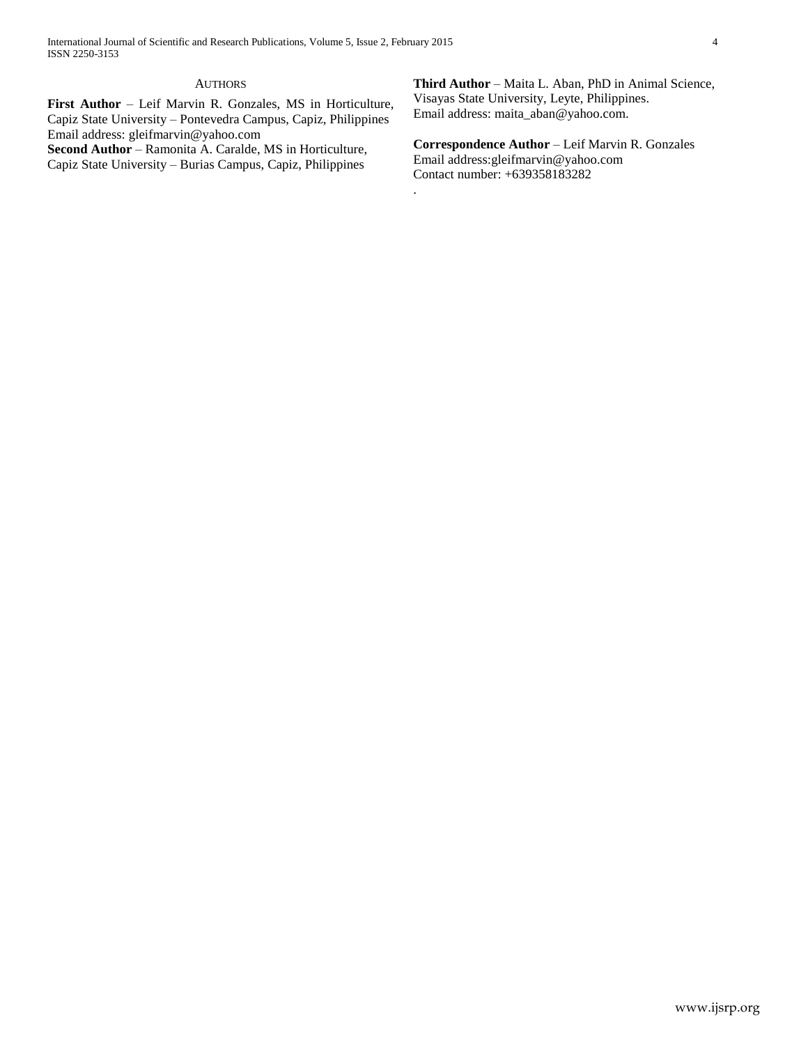## AUTHORS

**First Author** – Leif Marvin R. Gonzales, MS in Horticulture, Capiz State University – Pontevedra Campus, Capiz, Philippines Email address: gleifmarvin@yahoo.com

**Second Author** – Ramonita A. Caralde, MS in Horticulture, Capiz State University – Burias Campus, Capiz, Philippines

**Third Author** – Maita L. Aban, PhD in Animal Science, Visayas State University, Leyte, Philippines. Email address: maita_aban@yahoo.com.

**Correspondence Author** – Leif Marvin R. Gonzales Email address:gleifmarvin@yahoo.com Contact number: +639358183282

.